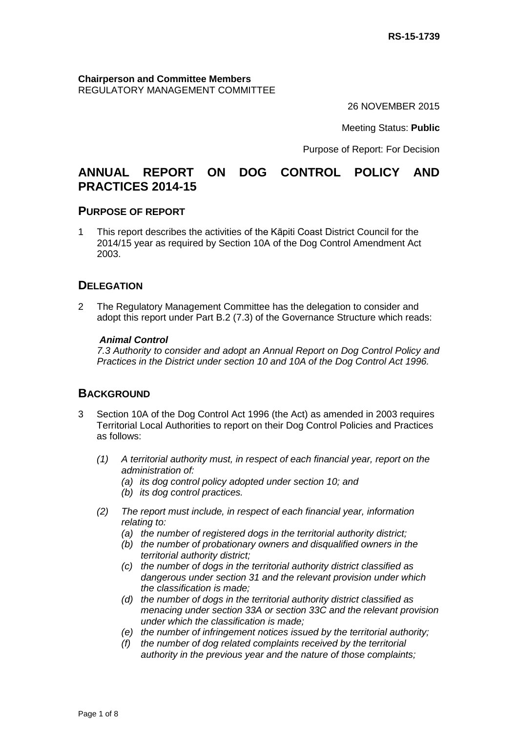RS-15-1739

**Chairperson and Committee Members**
REGULATORY MANAGEMENT COMMITTEE

26 NOVEMBER 2015

Meeting Status: **Public**

Purpose of Report: For Decision

# ANNUAL REPORT ON DOG CONTROL POLICY AND PRACTICES 2014-15

## PURPOSE OF REPORT

1 This report describes the activities of the Kāpiti Coast District Council for the 2014/15 year as required by Section 10A of the Dog Control Amendment Act 2003.

## DELEGATION

2 The Regulatory Management Committee has the delegation to consider and adopt this report under Part B.2 (7.3) of the Governance Structure which reads:

***Animal Control***
*7.3 Authority to consider and adopt an Annual Report on Dog Control Policy and Practices in the District under section 10 and 10A of the Dog Control Act 1996.*

## BACKGROUND

3 Section 10A of the Dog Control Act 1996 (the Act) as amended in 2003 requires Territorial Local Authorities to report on their Dog Control Policies and Practices as follows:

*(1) A territorial authority must, in respect of each financial year, report on the administration of:*
- *(a) its dog control policy adopted under section 10; and*
- *(b) its dog control practices.*

*(2) The report must include, in respect of each financial year, information relating to:*
- *(a) the number of registered dogs in the territorial authority district;*
- *(b) the number of probationary owners and disqualified owners in the territorial authority district;*
- *(c) the number of dogs in the territorial authority district classified as dangerous under section 31 and the relevant provision under which the classification is made;*
- *(d) the number of dogs in the territorial authority district classified as menacing under section 33A or section 33C and the relevant provision under which the classification is made;*
- *(e) the number of infringement notices issued by the territorial authority;*
- *(f) the number of dog related complaints received by the territorial authority in the previous year and the nature of those complaints;*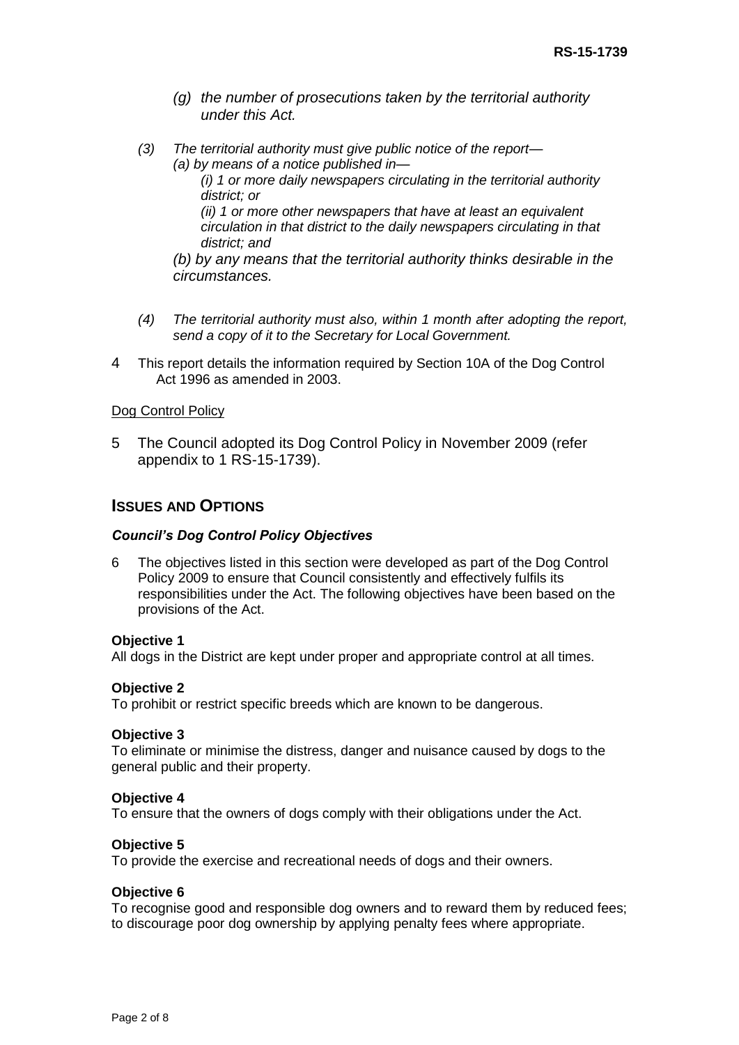*(g) the number of prosecutions taken by the territorial authority under this Act.*

*(3) The territorial authority must give public notice of the report—*
*(a) by means of a notice published in—*
*(i) 1 or more daily newspapers circulating in the territorial authority district; or*
*(ii) 1 or more other newspapers that have at least an equivalent circulation in that district to the daily newspapers circulating in that district; and*
*(b) by any means that the territorial authority thinks desirable in the circumstances.*

*(4) The territorial authority must also, within 1 month after adopting the report, send a copy of it to the Secretary for Local Government.*

4 This report details the information required by Section 10A of the Dog Control Act 1996 as amended in 2003.

Dog Control Policy

5 The Council adopted its Dog Control Policy in November 2009 (refer appendix to 1 RS-15-1739).

## ISSUES AND OPTIONS

### *Council's Dog Control Policy Objectives*

6 The objectives listed in this section were developed as part of the Dog Control Policy 2009 to ensure that Council consistently and effectively fulfils its responsibilities under the Act. The following objectives have been based on the provisions of the Act.

**Objective 1**
All dogs in the District are kept under proper and appropriate control at all times.

**Objective 2**
To prohibit or restrict specific breeds which are known to be dangerous.

**Objective 3**
To eliminate or minimise the distress, danger and nuisance caused by dogs to the general public and their property.

**Objective 4**
To ensure that the owners of dogs comply with their obligations under the Act.

**Objective 5**
To provide the exercise and recreational needs of dogs and their owners.

**Objective 6**
To recognise good and responsible dog owners and to reward them by reduced fees; to discourage poor dog ownership by applying penalty fees where appropriate.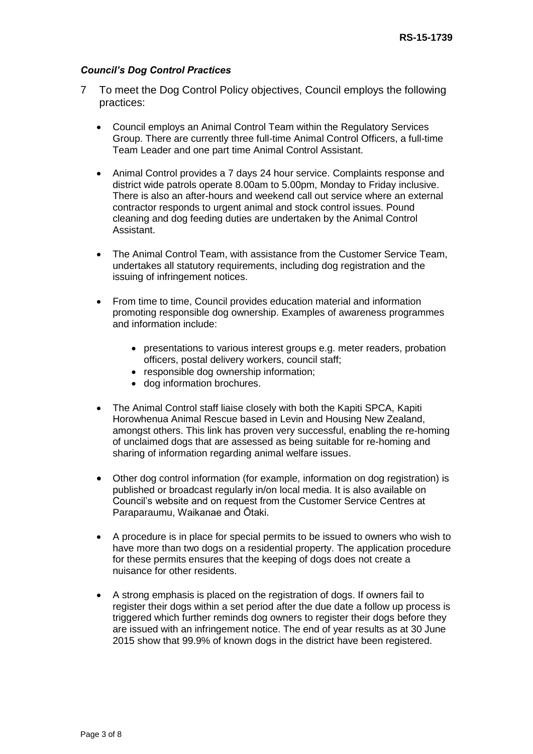*Council's Dog Control Practices*

7 To meet the Dog Control Policy objectives, Council employs the following practices:

- Council employs an Animal Control Team within the Regulatory Services Group. There are currently three full-time Animal Control Officers, a full-time Team Leader and one part time Animal Control Assistant.

- Animal Control provides a 7 days 24 hour service. Complaints response and district wide patrols operate 8.00am to 5.00pm, Monday to Friday inclusive. There is also an after-hours and weekend call out service where an external contractor responds to urgent animal and stock control issues. Pound cleaning and dog feeding duties are undertaken by the Animal Control Assistant.

- The Animal Control Team, with assistance from the Customer Service Team, undertakes all statutory requirements, including dog registration and the issuing of infringement notices.

- From time to time, Council provides education material and information promoting responsible dog ownership. Examples of awareness programmes and information include:

  - presentations to various interest groups e.g. meter readers, probation officers, postal delivery workers, council staff;
  - responsible dog ownership information;
  - dog information brochures.

- The Animal Control staff liaise closely with both the Kapiti SPCA, Kapiti Horowhenua Animal Rescue based in Levin and Housing New Zealand, amongst others. This link has proven very successful, enabling the re-homing of unclaimed dogs that are assessed as being suitable for re-homing and sharing of information regarding animal welfare issues.

- Other dog control information (for example, information on dog registration) is published or broadcast regularly in/on local media. It is also available on Council's website and on request from the Customer Service Centres at Paraparaumu, Waikanae and Ōtaki.

- A procedure is in place for special permits to be issued to owners who wish to have more than two dogs on a residential property. The application procedure for these permits ensures that the keeping of dogs does not create a nuisance for other residents.

- A strong emphasis is placed on the registration of dogs. If owners fail to register their dogs within a set period after the due date a follow up process is triggered which further reminds dog owners to register their dogs before they are issued with an infringement notice. The end of year results as at 30 June 2015 show that 99.9% of known dogs in the district have been registered.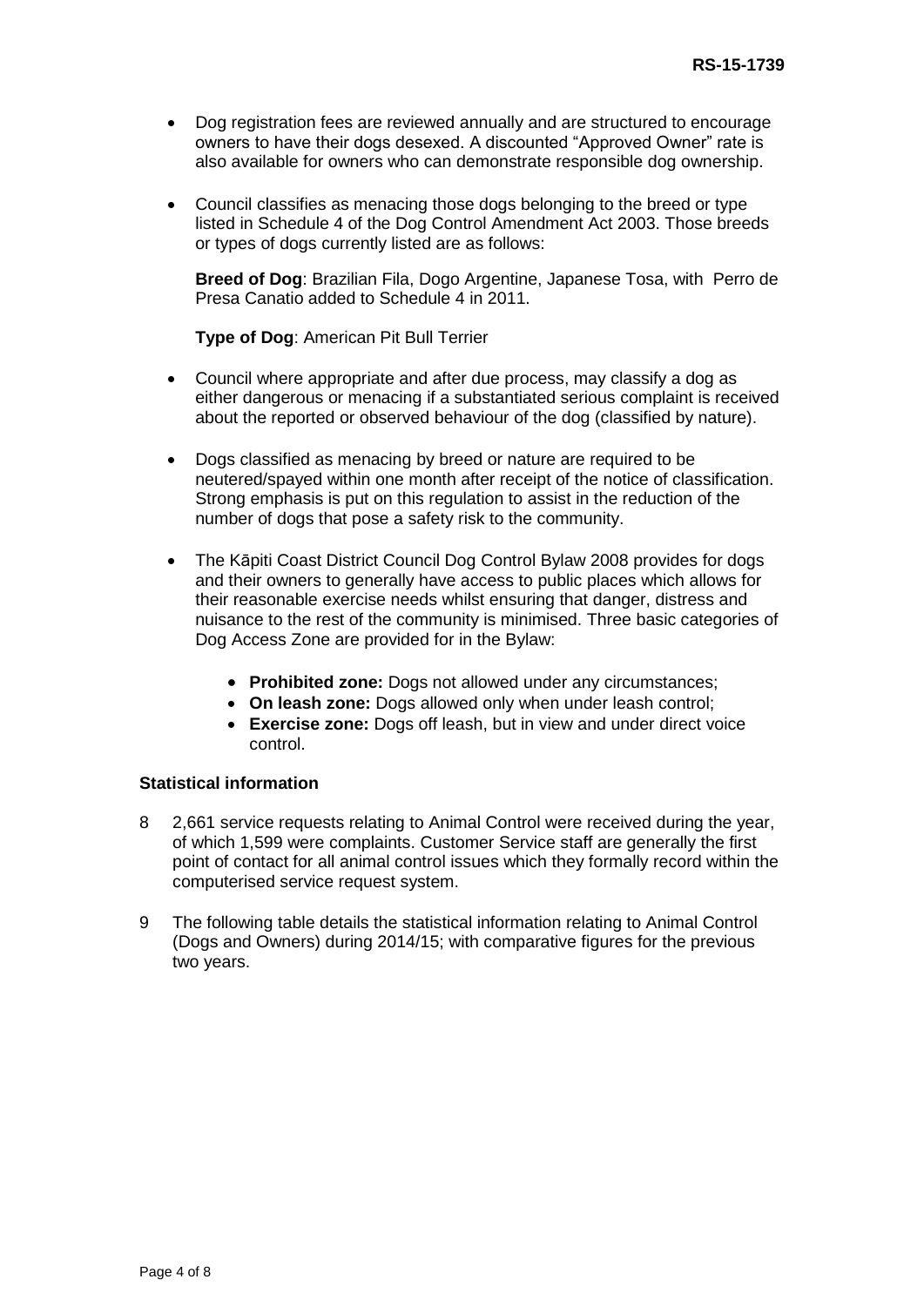- Dog registration fees are reviewed annually and are structured to encourage owners to have their dogs desexed. A discounted "Approved Owner" rate is also available for owners who can demonstrate responsible dog ownership.

- Council classifies as menacing those dogs belonging to the breed or type listed in Schedule 4 of the Dog Control Amendment Act 2003. Those breeds or types of dogs currently listed are as follows:

  **Breed of Dog**: Brazilian Fila, Dogo Argentine, Japanese Tosa, with Perro de Presa Canatio added to Schedule 4 in 2011.

  **Type of Dog**: American Pit Bull Terrier

- Council where appropriate and after due process, may classify a dog as either dangerous or menacing if a substantiated serious complaint is received about the reported or observed behaviour of the dog (classified by nature).

- Dogs classified as menacing by breed or nature are required to be neutered/spayed within one month after receipt of the notice of classification. Strong emphasis is put on this regulation to assist in the reduction of the number of dogs that pose a safety risk to the community.

- The Kāpiti Coast District Council Dog Control Bylaw 2008 provides for dogs and their owners to generally have access to public places which allows for their reasonable exercise needs whilst ensuring that danger, distress and nuisance to the rest of the community is minimised. Three basic categories of Dog Access Zone are provided for in the Bylaw:

  - **Prohibited zone:** Dogs not allowed under any circumstances;
  - **On leash zone:** Dogs allowed only when under leash control;
  - **Exercise zone:** Dogs off leash, but in view and under direct voice control.

**Statistical information**

8 2,661 service requests relating to Animal Control were received during the year, of which 1,599 were complaints. Customer Service staff are generally the first point of contact for all animal control issues which they formally record within the computerised service request system.

9 The following table details the statistical information relating to Animal Control (Dogs and Owners) during 2014/15; with comparative figures for the previous two years.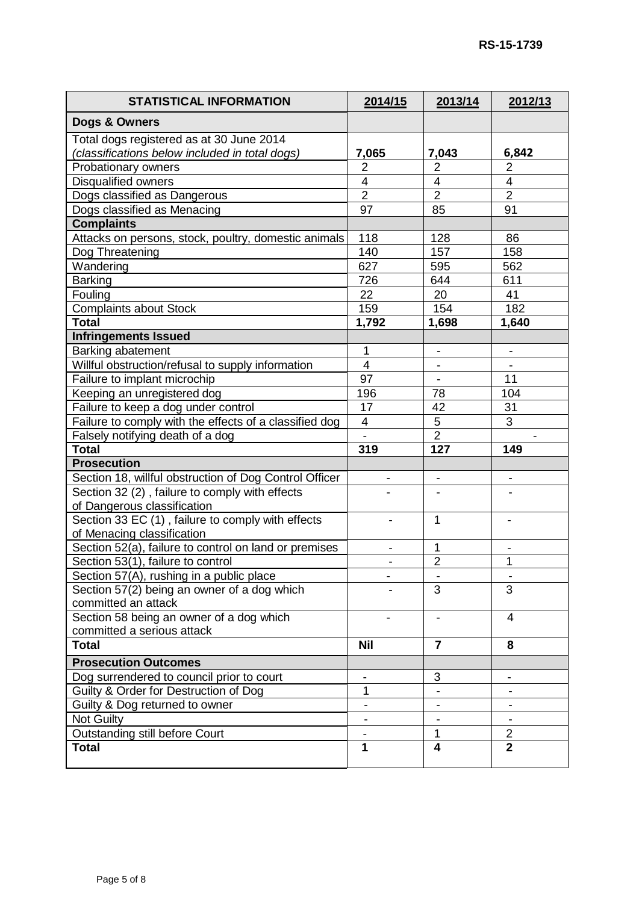RS-15-1739

| STATISTICAL INFORMATION | 2014/15 | 2013/14 | 2012/13 |
|---|---|---|---|
| **Dogs & Owners** | | | |
| Total dogs registered as at 30 June 2014 *(classifications below included in total dogs)* | **7,065** | **7,043** | **6,842** |
| Probationary owners | 2 | 2 | 2 |
| Disqualified owners | 4 | 4 | 4 |
| Dogs classified as Dangerous | 2 | 2 | 2 |
| Dogs classified as Menacing | 97 | 85 | 91 |
| **Complaints** | | | |
| Attacks on persons, stock, poultry, domestic animals | 118 | 128 | 86 |
| Dog Threatening | 140 | 157 | 158 |
| Wandering | 627 | 595 | 562 |
| Barking | 726 | 644 | 611 |
| Fouling | 22 | 20 | 41 |
| Complaints about Stock | 159 | 154 | 182 |
| **Total** | **1,792** | **1,698** | **1,640** |
| **Infringements Issued** | | | |
| Barking abatement | 1 | - | - |
| Willful obstruction/refusal to supply information | 4 | - | - |
| Failure to implant microchip | 97 | - | 11 |
| Keeping an unregistered dog | 196 | 78 | 104 |
| Failure to keep a dog under control | 17 | 42 | 31 |
| Failure to comply with the effects of a classified dog | 4 | 5 | 3 |
| Falsely notifying death of a dog | - | 2 | - |
| **Total** | **319** | **127** | **149** |
| **Prosecution** | | | |
| Section 18, willful obstruction of Dog Control Officer | - | - | - |
| Section 32 (2) , failure to comply with effects of Dangerous classification | - | - | - |
| Section 33 EC (1) , failure to comply with effects of Menacing classification | - | 1 | - |
| Section 52(a), failure to control on land or premises | - | 1 | - |
| Section 53(1), failure to control | - | 2 | 1 |
| Section 57(A), rushing in a public place | - | - | - |
| Section 57(2) being an owner of a dog which committed an attack | - | 3 | 3 |
| Section 58 being an owner of a dog which committed a serious attack | - | - | 4 |
| **Total** | **Nil** | **7** | **8** |
| **Prosecution Outcomes** | | | |
| Dog surrendered to council prior to court | - | 3 | - |
| Guilty & Order for Destruction of Dog | 1 | - | - |
| Guilty & Dog returned to owner | - | - | - |
| Not Guilty | - | - | - |
| Outstanding still before Court | - | 1 | 2 |
| **Total** | **1** | **4** | **2** |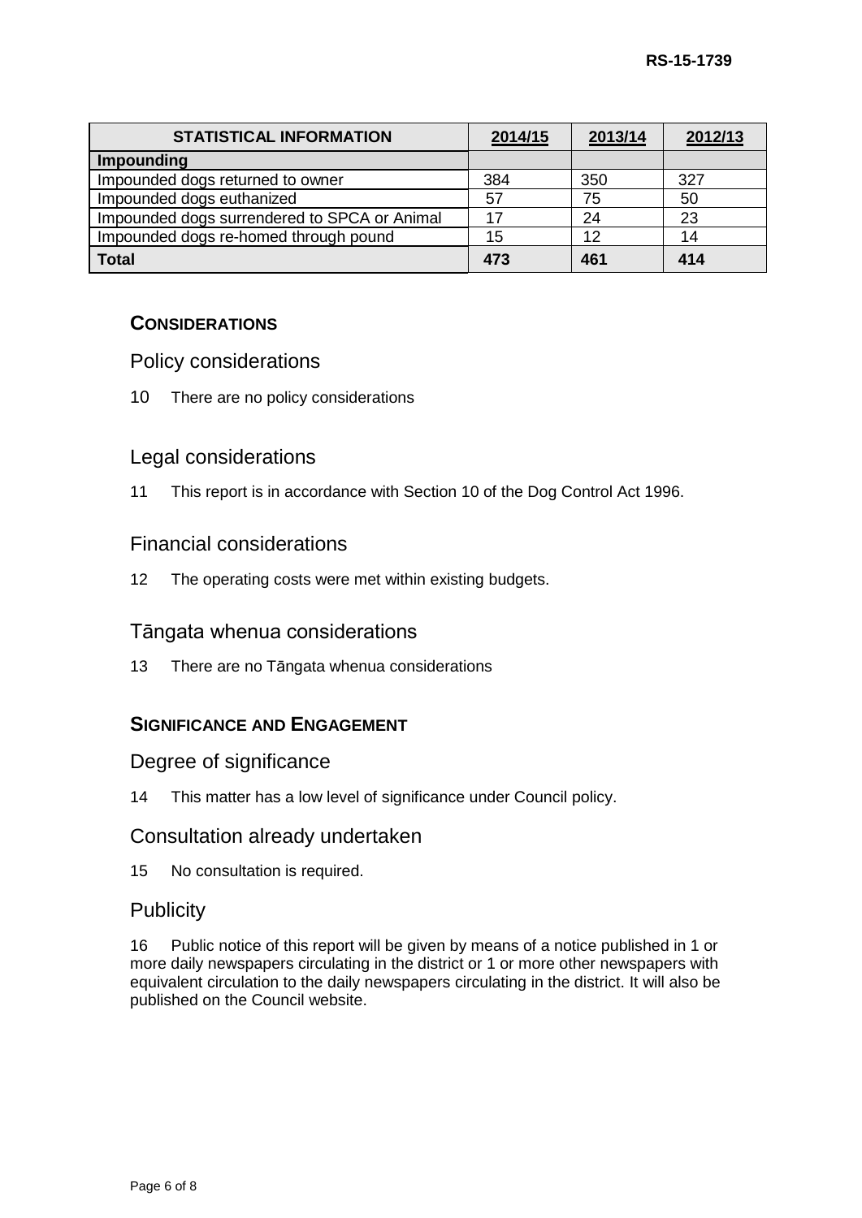| STATISTICAL INFORMATION | 2014/15 | 2013/14 | 2012/13 |
|---|---|---|---|
| **Impounding** | | | |
| Impounded dogs returned to owner | 384 | 350 | 327 |
| Impounded dogs euthanized | 57 | 75 | 50 |
| Impounded dogs surrendered to SPCA or Animal | 17 | 24 | 23 |
| Impounded dogs re-homed through pound | 15 | 12 | 14 |
| **Total** | **473** | **461** | **414** |

## CONSIDERATIONS

### Policy considerations

10 There are no policy considerations

### Legal considerations

11 This report is in accordance with Section 10 of the Dog Control Act 1996.

### Financial considerations

12 The operating costs were met within existing budgets.

### Tāngata whenua considerations

13 There are no Tāngata whenua considerations

## SIGNIFICANCE AND ENGAGEMENT

### Degree of significance

14 This matter has a low level of significance under Council policy.

### Consultation already undertaken

15 No consultation is required.

### Publicity

16 Public notice of this report will be given by means of a notice published in 1 or more daily newspapers circulating in the district or 1 or more other newspapers with equivalent circulation to the daily newspapers circulating in the district. It will also be published on the Council website.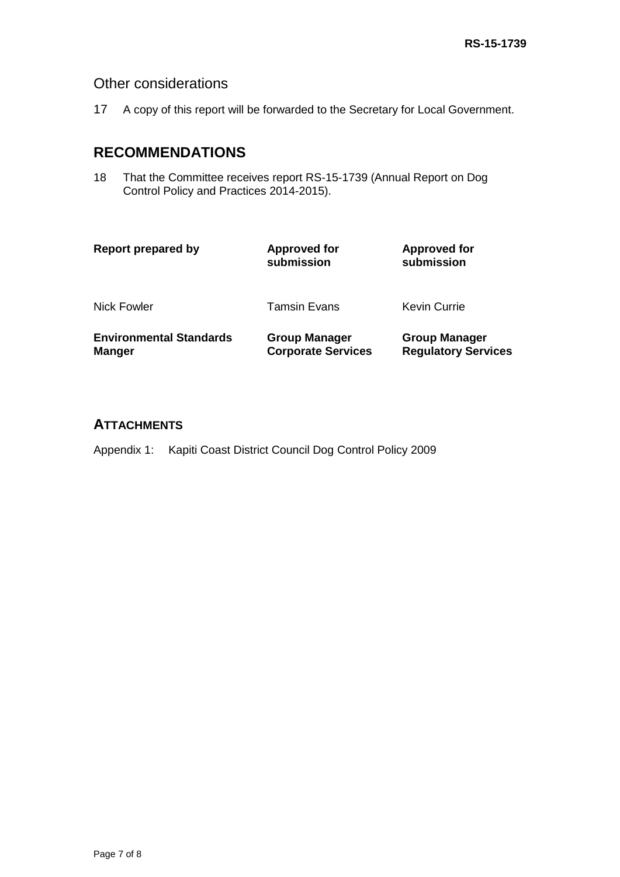## Other considerations

17 A copy of this report will be forwarded to the Secretary for Local Government.

# RECOMMENDATIONS

18 That the Committee receives report RS-15-1739 (Annual Report on Dog Control Policy and Practices 2014-2015).

| **Report prepared by** | **Approved for submission** | **Approved for submission** |
|---|---|---|
| Nick Fowler | Tamsin Evans | Kevin Currie |
| **Environmental Standards Manger** | **Group Manager Corporate Services** | **Group Manager Regulatory Services** |

## ATTACHMENTS

Appendix 1: Kapiti Coast District Council Dog Control Policy 2009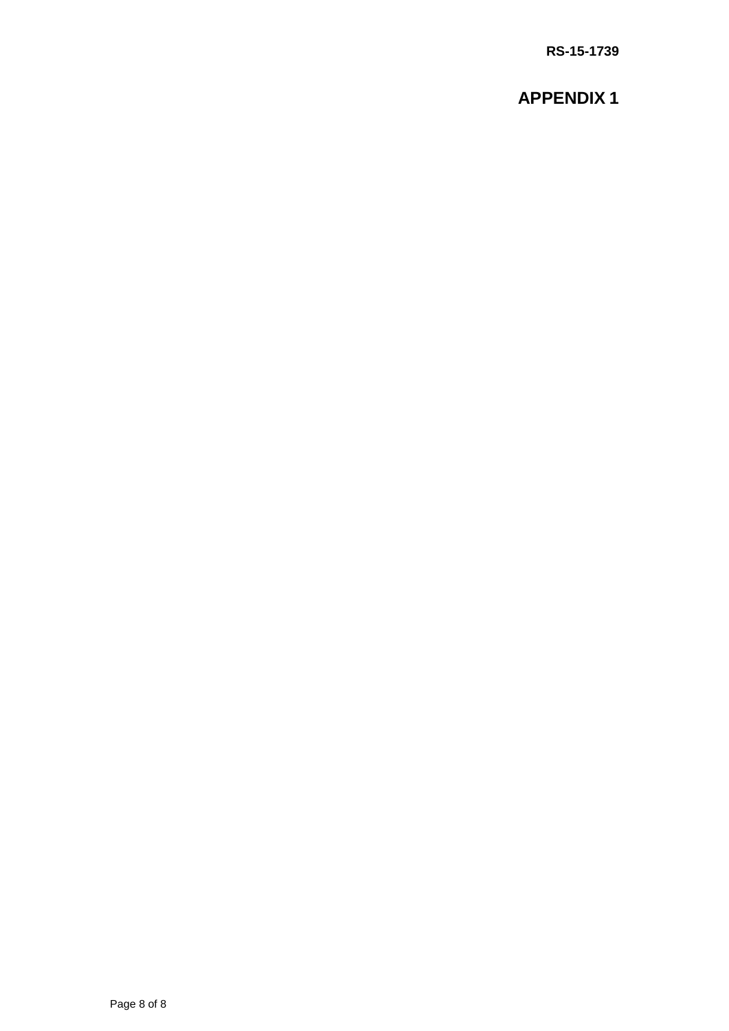RS-15-1739

# APPENDIX 1